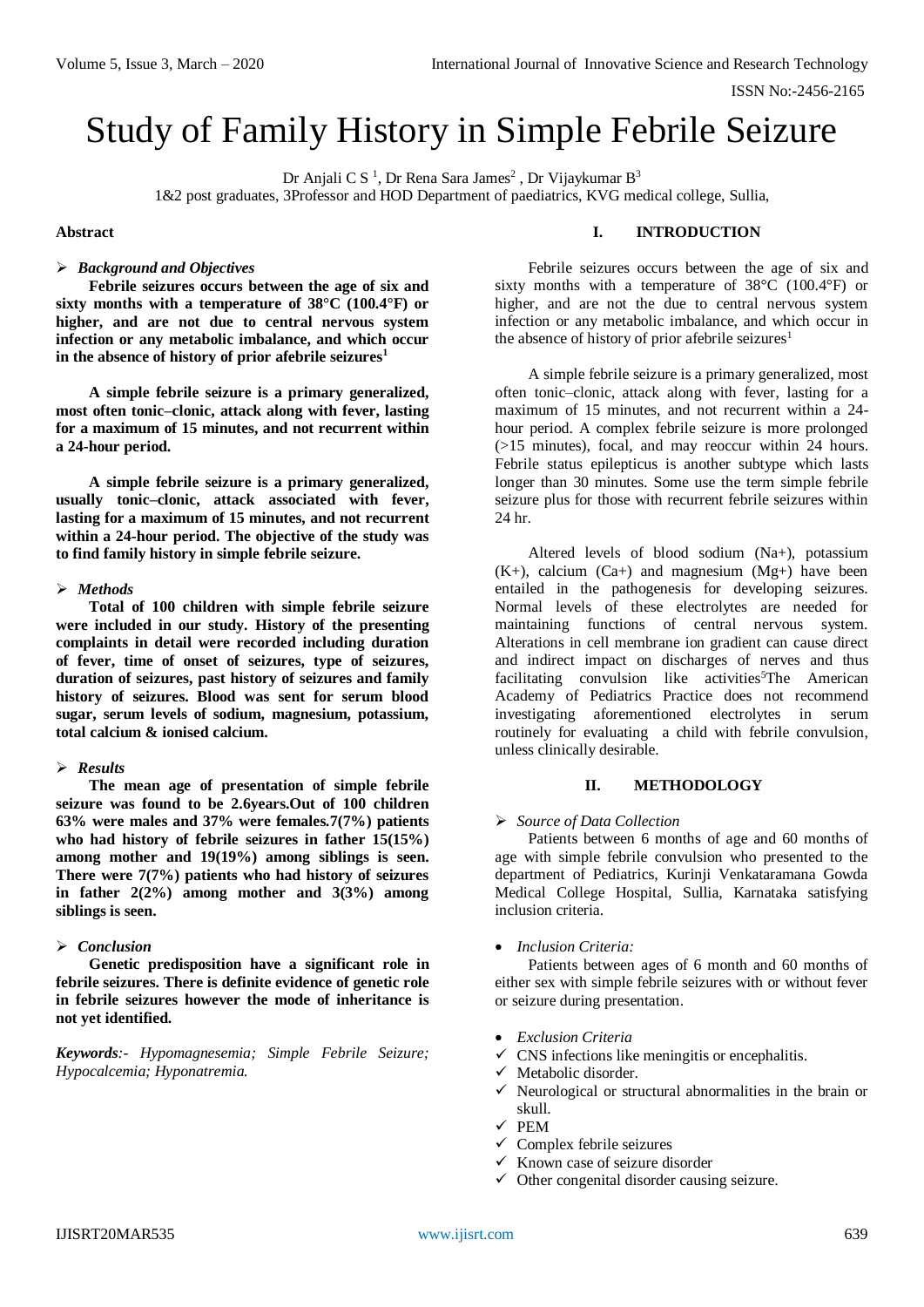# Study of Family History in Simple Febrile Seizure

Dr Anjali C S [1], Dr Rena Sara James[2] , Dr Vijaykumar B[3]

1&2 post graduates, 3Professor and HOD Department of paediatrics, KVG medical college, Sullia,

**Abstract**

➢ ***Background and Objectives***

**Febrile seizures occurs between the age of six and sixty months with a temperature of 38°C (100.4°F) or higher, and are not due to central nervous system infection or any metabolic imbalance, and which occur in the absence of history of prior afebrile seizures[1]**

**A simple febrile seizure is a primary generalized, most often tonic–clonic, attack along with fever, lasting for a maximum of 15 minutes, and not recurrent within a 24-hour period.**

**A simple febrile seizure is a primary generalized, usually tonic–clonic, attack associated with fever, lasting for a maximum of 15 minutes, and not recurrent within a 24-hour period. The objective of the study was to find family history in simple febrile seizure.**

➢ ***Methods***

**Total of 100 children with simple febrile seizure were included in our study. History of the presenting complaints in detail were recorded including duration of fever, time of onset of seizures, type of seizures, duration of seizures, past history of seizures and family history of seizures. Blood was sent for serum blood sugar, serum levels of sodium, magnesium, potassium, total calcium & ionised calcium.**

➢ ***Results***

**The mean age of presentation of simple febrile seizure was found to be 2.6years.Out of 100 children 63% were males and 37% were females.7(7%) patients who had history of febrile seizures in father 15(15%) among mother and 19(19%) among siblings is seen. There were 7(7%) patients who had history of seizures in father 2(2%) among mother and 3(3%) among siblings is seen.**

➢ ***Conclusion***

**Genetic predisposition have a significant role in febrile seizures. There is definite evidence of genetic role in febrile seizures however the mode of inheritance is not yet identified.**

***Keywords****:- Hypomagnesemia; Simple Febrile Seizure; Hypocalcemia; Hyponatremia.*

## I. INTRODUCTION

Febrile seizures occurs between the age of six and sixty months with a temperature of 38°C (100.4°F) or higher, and are not the due to central nervous system infection or any metabolic imbalance, and which occur in the absence of history of prior afebrile seizures[1]

A simple febrile seizure is a primary generalized, most often tonic–clonic, attack along with fever, lasting for a maximum of 15 minutes, and not recurrent within a 24-hour period. A complex febrile seizure is more prolonged (>15 minutes), focal, and may reoccur within 24 hours. Febrile status epilepticus is another subtype which lasts longer than 30 minutes. Some use the term simple febrile seizure plus for those with recurrent febrile seizures within 24 hr.

Altered levels of blood sodium (Na+), potassium (K+), calcium (Ca+) and magnesium (Mg+) have been entailed in the pathogenesis for developing seizures. Normal levels of these electrolytes are needed for maintaining functions of central nervous system. Alterations in cell membrane ion gradient can cause direct and indirect impact on discharges of nerves and thus facilitating convulsion like activities[5]The American Academy of Pediatrics Practice does not recommend investigating aforementioned electrolytes in serum routinely for evaluating a child with febrile convulsion, unless clinically desirable.

## II. METHODOLOGY

➢ *Source of Data Collection*

Patients between 6 months of age and 60 months of age with simple febrile convulsion who presented to the department of Pediatrics, Kurinji Venkataramana Gowda Medical College Hospital, Sullia, Karnataka satisfying inclusion criteria.

- *Inclusion Criteria:*

Patients between ages of 6 month and 60 months of either sex with simple febrile seizures with or without fever or seizure during presentation.

- *Exclusion Criteria*
  - ✓ CNS infections like meningitis or encephalitis.
  - ✓ Metabolic disorder.
  - ✓ Neurological or structural abnormalities in the brain or skull.
  - ✓ PEM
  - ✓ Complex febrile seizures
  - ✓ Known case of seizure disorder
  - ✓ Other congenital disorder causing seizure.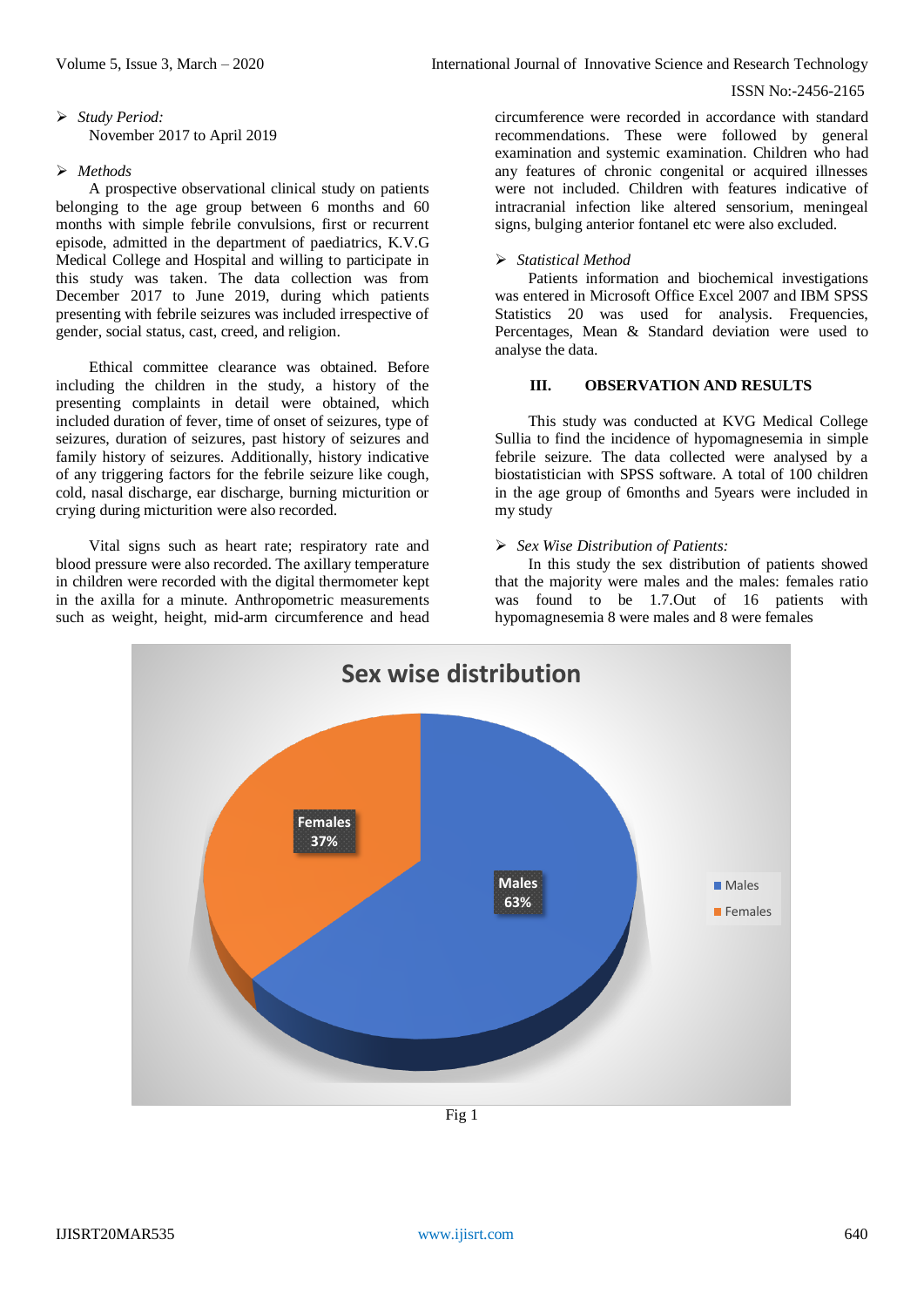- *Study Period:*

  November 2017 to April 2019

- *Methods*

A prospective observational clinical study on patients belonging to the age group between 6 months and 60 months with simple febrile convulsions, first or recurrent episode, admitted in the department of paediatrics, K.V.G Medical College and Hospital and willing to participate in this study was taken. The data collection was from December 2017 to June 2019, during which patients presenting with febrile seizures was included irrespective of gender, social status, cast, creed, and religion.

Ethical committee clearance was obtained. Before including the children in the study, a history of the presenting complaints in detail were obtained, which included duration of fever, time of onset of seizures, type of seizures, duration of seizures, past history of seizures and family history of seizures. Additionally, history indicative of any triggering factors for the febrile seizure like cough, cold, nasal discharge, ear discharge, burning micturition or crying during micturition were also recorded.

Vital signs such as heart rate; respiratory rate and blood pressure were also recorded. The axillary temperature in children were recorded with the digital thermometer kept in the axilla for a minute. Anthropometric measurements such as weight, height, mid-arm circumference and head circumference were recorded in accordance with standard recommendations. These were followed by general examination and systemic examination. Children who had any features of chronic congenital or acquired illnesses were not included. Children with features indicative of intracranial infection like altered sensorium, meningeal signs, bulging anterior fontanel etc were also excluded.

- *Statistical Method*

Patients information and biochemical investigations was entered in Microsoft Office Excel 2007 and IBM SPSS Statistics 20 was used for analysis. Frequencies, Percentages, Mean & Standard deviation were used to analyse the data.

## III. OBSERVATION AND RESULTS

This study was conducted at KVG Medical College Sullia to find the incidence of hypomagnesemia in simple febrile seizure. The data collected were analysed by a biostatistician with SPSS software. A total of 100 children in the age group of 6months and 5years were included in my study

- *Sex Wise Distribution of Patients:*

In this study the sex distribution of patients showed that the majority were males and the males: females ratio was found to be 1.7.Out of 16 patients with hypomagnesemia 8 were males and 8 were females

Sex wise distribution

Females 37%

Males 63%

Fig 1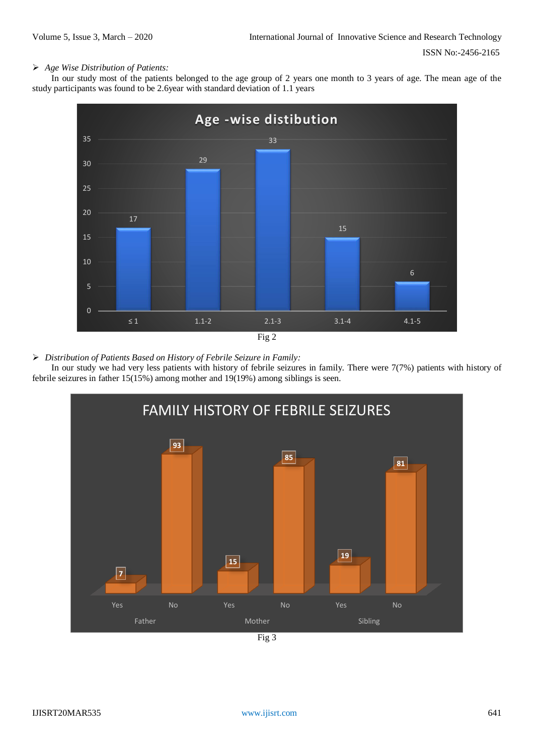➢ *Age Wise Distribution of Patients:*

In our study most of the patients belonged to the age group of 2 years one month to 3 years of age. The mean age of the study participants was found to be 2.6year with standard deviation of 1.1 years

Fig 2

➢ *Distribution of Patients Based on History of Febrile Seizure in Family:*

In our study we had very less patients with history of febrile seizures in family. There were 7(7%) patients with history of febrile seizures in father 15(15%) among mother and 19(19%) among siblings is seen.

Fig 3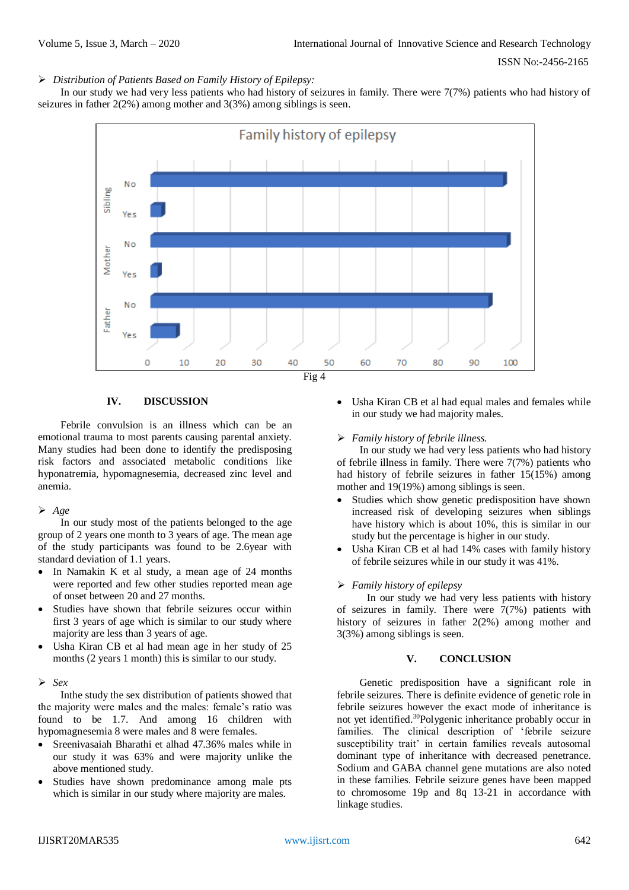➢ *Distribution of Patients Based on Family History of Epilepsy:*

In our study we had very less patients who had history of seizures in family. There were 7(7%) patients who had history of seizures in father 2(2%) among mother and 3(3%) among siblings is seen.

Fig 4

## IV. DISCUSSION

Febrile convulsion is an illness which can be an emotional trauma to most parents causing parental anxiety. Many studies had been done to identify the predisposing risk factors and associated metabolic conditions like hyponatremia, hypomagnesemia, decreased zinc level and anemia.

➢ *Age*

In our study most of the patients belonged to the age group of 2 years one month to 3 years of age. The mean age of the study participants was found to be 2.6year with standard deviation of 1.1 years.

- In Namakin K et al study, a mean age of 24 months were reported and few other studies reported mean age of onset between 20 and 27 months.
- Studies have shown that febrile seizures occur within first 3 years of age which is similar to our study where majority are less than 3 years of age.
- Usha Kiran CB et al had mean age in her study of 25 months (2 years 1 month) this is similar to our study.

➢ *Sex*

Inthe study the sex distribution of patients showed that the majority were males and the males: female's ratio was found to be 1.7. And among 16 children with hypomagnesemia 8 were males and 8 were females.

- Sreenivasaiah Bharathi et alhad 47.36% males while in our study it was 63% and were majority unlike the above mentioned study.
- Studies have shown predominance among male pts which is similar in our study where majority are males.
- Usha Kiran CB et al had equal males and females while in our study we had majority males.

➢ *Family history of febrile illness.*

In our study we had very less patients who had history of febrile illness in family. There were 7(7%) patients who had history of febrile seizures in father 15(15%) among mother and 19(19%) among siblings is seen.

- Studies which show genetic predisposition have shown increased risk of developing seizures when siblings have history which is about 10%, this is similar in our study but the percentage is higher in our study.
- Usha Kiran CB et al had 14% cases with family history of febrile seizures while in our study it was 41%.

➢ *Family history of epilepsy*

In our study we had very less patients with history of seizures in family. There were 7(7%) patients with history of seizures in father 2(2%) among mother and 3(3%) among siblings is seen.

## V. CONCLUSION

Genetic predisposition have a significant role in febrile seizures. There is definite evidence of genetic role in febrile seizures however the exact mode of inheritance is not yet identified.[30]Polygenic inheritance probably occur in families. The clinical description of 'febrile seizure susceptibility trait' in certain families reveals autosomal dominant type of inheritance with decreased penetrance. Sodium and GABA channel gene mutations are also noted in these families. Febrile seizure genes have been mapped to chromosome 19p and 8q 13-21 in accordance with linkage studies.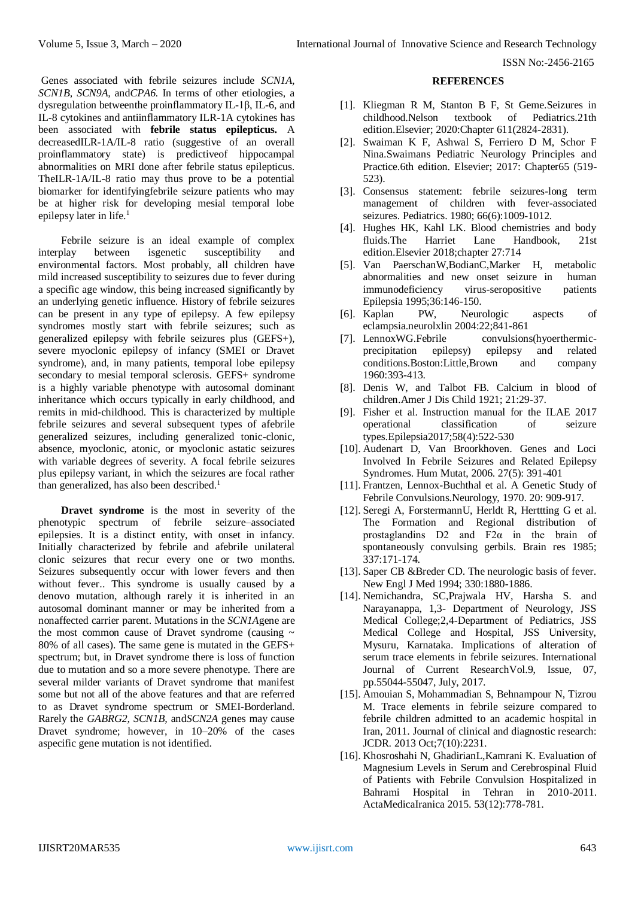Genes associated with febrile seizures include *SCN1A, SCN1B, SCN9A,* and*CPA6.* In terms of other etiologies, a dysregulation betweenthe proinflammatory IL-1β, IL-6, and IL-8 cytokines and antiinflammatory ILR-1A cytokines has been associated with **febrile status epilepticus.** A decreasedILR-1A/IL-8 ratio (suggestive of an overall proinflammatory state) is predictiveof hippocampal abnormalities on MRI done after febrile status epilepticus. TheILR-1A/IL-8 ratio may thus prove to be a potential biomarker for identifyingfebrile seizure patients who may be at higher risk for developing mesial temporal lobe epilepsy later in life.[1]

Febrile seizure is an ideal example of complex interplay between isgenetic susceptibility and environmental factors. Most probably, all children have mild increased susceptibility to seizures due to fever during a specific age window, this being increased significantly by an underlying genetic influence. History of febrile seizures can be present in any type of epilepsy. A few epilepsy syndromes mostly start with febrile seizures; such as generalized epilepsy with febrile seizures plus (GEFS+), severe myoclonic epilepsy of infancy (SMEI or Dravet syndrome), and, in many patients, temporal lobe epilepsy secondary to mesial temporal sclerosis. GEFS+ syndrome is a highly variable phenotype with autosomal dominant inheritance which occurs typically in early childhood, and remits in mid-childhood. This is characterized by multiple febrile seizures and several subsequent types of afebrile generalized seizures, including generalized tonic-clonic, absence, myoclonic, atonic, or myoclonic astatic seizures with variable degrees of severity. A focal febrile seizures plus epilepsy variant, in which the seizures are focal rather than generalized, has also been described.[1]

**Dravet syndrome** is the most in severity of the phenotypic spectrum of febrile seizure–associated epilepsies. It is a distinct entity, with onset in infancy. Initially characterized by febrile and afebrile unilateral clonic seizures that recur every one or two months. Seizures subsequently occur with lower fevers and then without fever.. This syndrome is usually caused by a denovo mutation, although rarely it is inherited in an autosomal dominant manner or may be inherited from a nonaffected carrier parent. Mutations in the *SCN1A*gene are the most common cause of Dravet syndrome (causing ~ 80% of all cases). The same gene is mutated in the GEFS+ spectrum; but, in Dravet syndrome there is loss of function due to mutation and so a more severe phenotype. There are several milder variants of Dravet syndrome that manifest some but not all of the above features and that are referred to as Dravet syndrome spectrum or SMEI-Borderland. Rarely the *GABRG2, SCN1B,* and*SCN2A* genes may cause Dravet syndrome; however, in 10–20% of the cases aspecific gene mutation is not identified.

## REFERENCES

[1]. Kliegman R M, Stanton B F, St Geme.Seizures in childhood.Nelson textbook of Pediatrics.21th edition.Elsevier; 2020:Chapter 611(2824-2831).

[2]. Swaiman K F, Ashwal S, Ferriero D M, Schor F Nina.Swaimans Pediatric Neurology Principles and Practice.6th edition. Elsevier; 2017: Chapter65 (519-523).

[3]. Consensus statement: febrile seizures-long term management of children with fever-associated seizures. Pediatrics. 1980; 66(6):1009-1012.

[4]. Hughes HK, Kahl LK. Blood chemistries and body fluids.The Harriet Lane Handbook, 21st edition.Elsevier 2018;chapter 27:714

[5]. Van PaerschanW,BodianC,Marker H, metabolic abnormalities and new onset seizure in human immunodeficiency virus-seropositive patients Epilepsia 1995;36:146-150.

[6]. Kaplan PW, Neurologic aspects of eclampsia.neurolxlin 2004:22;841-861

[7]. LennoxWG.Febrile convulsions(hyoerthermic-precipitation epilepsy) epilepsy and related conditions.Boston:Little,Brown and company 1960:393-413.

[8]. Denis W, and Talbot FB. Calcium in blood of children.Amer J Dis Child 1921; 21:29-37.

[9]. Fisher et al. Instruction manual for the ILAE 2017 operational classification of seizure types.Epilepsia2017;58(4):522-530

[10]. Audenart D, Van Broorkhoven. Genes and Loci Involved In Febrile Seizures and Related Epilepsy Syndromes. Hum Mutat, 2006. 27(5): 391-401

[11]. Frantzen, Lennox-Buchthal et al. A Genetic Study of Febrile Convulsions.Neurology, 1970. 20: 909-917.

[12]. Seregi A, ForstermannU, Herldt R, Herttting G et al. The Formation and Regional distribution of prostaglandins D2 and F2α in the brain of spontaneously convulsing gerbils. Brain res 1985; 337:171-174.

[13]. Saper CB &Breder CD. The neurologic basis of fever. New Engl J Med 1994; 330:1880-1886.

[14]. Nemichandra, SC,Prajwala HV, Harsha S. and Narayanappa, 1,3- Department of Neurology, JSS Medical College;2,4-Department of Pediatrics, JSS Medical College and Hospital, JSS University, Mysuru, Karnataka. Implications of alteration of serum trace elements in febrile seizures. International Journal of Current ResearchVol.9, Issue, 07, pp.55044-55047, July, 2017.

[15]. Amouian S, Mohammadian S, Behnampour N, Tizrou M. Trace elements in febrile seizure compared to febrile children admitted to an academic hospital in Iran, 2011. Journal of clinical and diagnostic research: JCDR. 2013 Oct;7(10):2231.

[16]. Khosroshahi N, GhadirianL,Kamrani K. Evaluation of Magnesium Levels in Serum and Cerebrospinal Fluid of Patients with Febrile Convulsion Hospitalized in Bahrami Hospital in Tehran in 2010-2011. ActaMedicaIranica 2015. 53(12):778-781.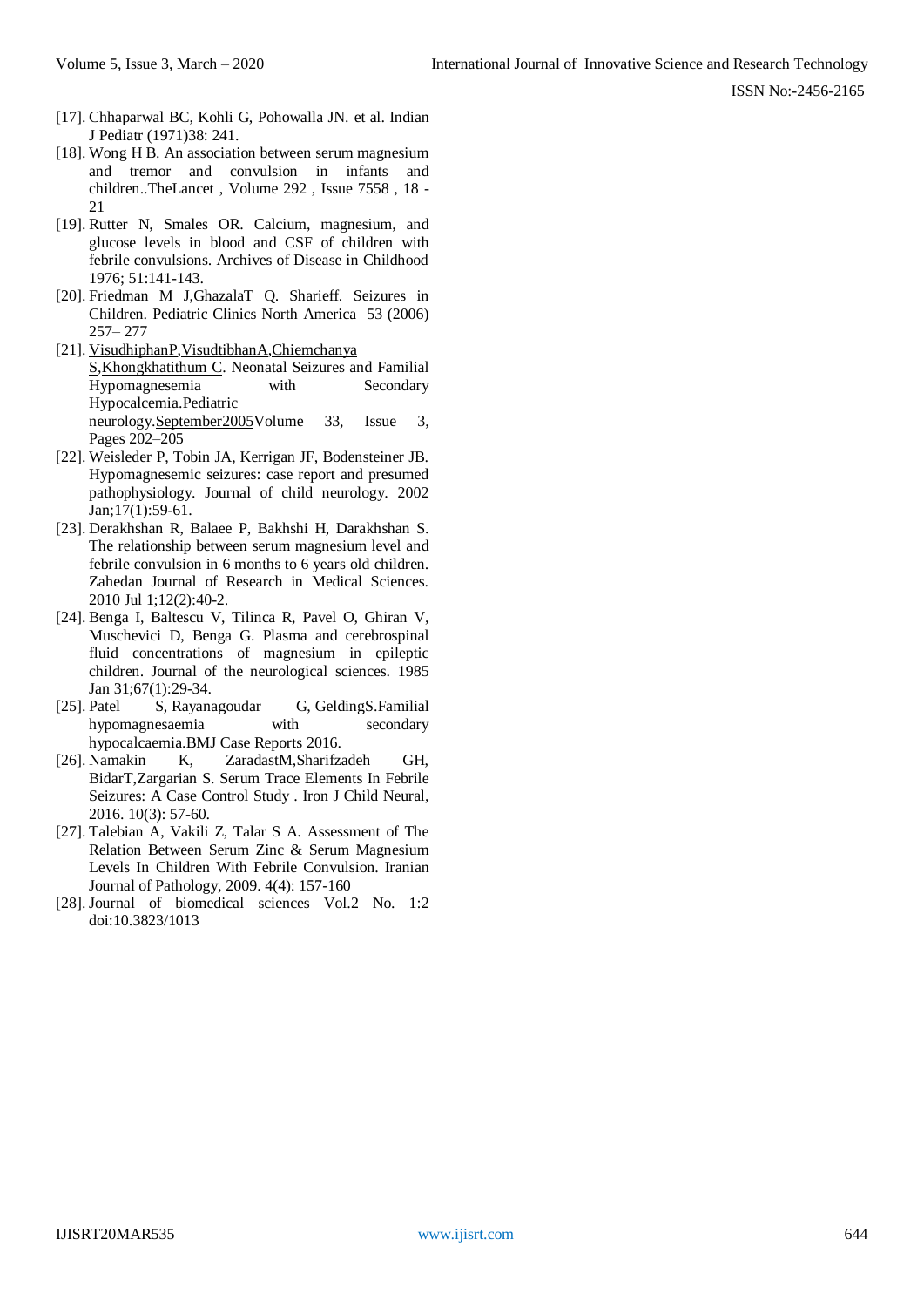[17]. Chhaparwal BC, Kohli G, Pohowalla JN. et al. Indian J Pediatr (1971)38: 241.

[18]. Wong H B. An association between serum magnesium and tremor and convulsion in infants and children..TheLancet , Volume 292 , Issue 7558 , 18 - 21

[19]. Rutter N, Smales OR. Calcium, magnesium, and glucose levels in blood and CSF of children with febrile convulsions. Archives of Disease in Childhood 1976; 51:141-143.

[20]. Friedman M J,GhazalaT Q. Sharieff. Seizures in Children. Pediatric Clinics North America 53 (2006) 257– 277

[21]. VisudhiphanP,VisudtibhanA,Chiemchanya S,Khongkhatithum C. Neonatal Seizures and Familial Hypomagnesemia with Secondary Hypocalcemia.Pediatric neurology.September2005Volume 33, Issue 3, Pages 202–205

[22]. Weisleder P, Tobin JA, Kerrigan JF, Bodensteiner JB. Hypomagnesemic seizures: case report and presumed pathophysiology. Journal of child neurology. 2002 Jan;17(1):59-61.

[23]. Derakhshan R, Balaee P, Bakhshi H, Darakhshan S. The relationship between serum magnesium level and febrile convulsion in 6 months to 6 years old children. Zahedan Journal of Research in Medical Sciences. 2010 Jul 1;12(2):40-2.

[24]. Benga I, Baltescu V, Tilinca R, Pavel O, Ghiran V, Muschevici D, Benga G. Plasma and cerebrospinal fluid concentrations of magnesium in epileptic children. Journal of the neurological sciences. 1985 Jan 31;67(1):29-34.

[25]. Patel S, Rayanagoudar G, GeldingS.Familial hypomagnesaemia with secondary hypocalcaemia.BMJ Case Reports 2016.

[26]. Namakin K, ZaradastM,Sharifzadeh GH, BidarT,Zargarian S. Serum Trace Elements In Febrile Seizures: A Case Control Study . Iron J Child Neural, 2016. 10(3): 57-60.

[27]. Talebian A, Vakili Z, Talar S A. Assessment of The Relation Between Serum Zinc & Serum Magnesium Levels In Children With Febrile Convulsion. Iranian Journal of Pathology, 2009. 4(4): 157-160

[28]. Journal of biomedical sciences Vol.2 No. 1:2 doi:10.3823/1013